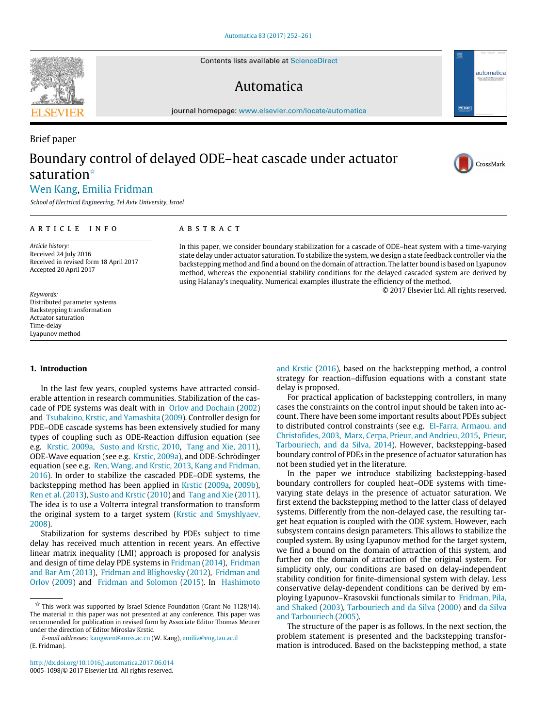Brief paper

# Boundary control of delayed ODE–heat cascade under actuator saturation[☆]

Wen Kang, Emilia Fridman

*School of Electrical Engineering, Tel Aviv University, Israel*

**ARTICLE INFO**

*Article history:*
Received 24 July 2016
Received in revised form 18 April 2017
Accepted 20 April 2017

*Keywords:*
Distributed parameter systems
Backstepping transformation
Actuator saturation
Time-delay
Lyapunov method

**ABSTRACT**

In this paper, we consider boundary stabilization for a cascade of ODE–heat system with a time-varying state delay under actuator saturation. To stabilize the system, we design a state feedback controller via the backstepping method and find a bound on the domain of attraction. The latter bound is based on Lyapunov method, whereas the exponential stability conditions for the delayed cascaded system are derived by using Halanay's inequality. Numerical examples illustrate the efficiency of the method.

© 2017 Elsevier Ltd. All rights reserved.

## 1. Introduction

In the last few years, coupled systems have attracted considerable attention in research communities. Stabilization of the cascade of PDE systems was dealt with in Orlov and Dochain (2002) and Tsubakino, Krstic, and Yamashita (2009). Controller design for PDE–ODE cascade systems has been extensively studied for many types of coupling such as ODE-Reaction diffusion equation (see e.g. Krstic, 2009a, Susto and Krstic, 2010, Tang and Xie, 2011), ODE-Wave equation (see e.g. Krstic, 2009a), and ODE-Schrödinger equation (see e.g. Ren, Wang, and Krstic, 2013, Kang and Fridman, 2016). In order to stabilize the cascaded PDE–ODE systems, the backstepping method has been applied in Krstic (2009a, 2009b), Ren et al. (2013), Susto and Krstic (2010) and Tang and Xie (2011). The idea is to use a Volterra integral transformation to transform the original system to a target system (Krstic and Smyshlyaev, 2008).

Stabilization for systems described by PDEs subject to time delay has received much attention in recent years. An effective linear matrix inequality (LMI) approach is proposed for analysis and design of time delay PDE systems in Fridman (2014), Fridman and Bar Am (2013), Fridman and Blighovsky (2012), Fridman and Orlov (2009) and Fridman and Solomon (2015). In Hashimoto and Krstic (2016), based on the backstepping method, a control strategy for reaction–diffusion equations with a constant state delay is proposed.

For practical application of backstepping controllers, in many cases the constraints on the control input should be taken into account. There have been some important results about PDEs subject to distributed control constraints (see e.g. El-Farra, Armaou, and Christofides, 2003, Marx, Cerpa, Prieur, and Andrieu, 2015, Prieur, Tarbouriech, and da Silva, 2014). However, backstepping-based boundary control of PDEs in the presence of actuator saturation has not been studied yet in the literature.

In the paper we introduce stabilizing backstepping-based boundary controllers for coupled heat–ODE systems with time-varying state delays in the presence of actuator saturation. We first extend the backstepping method to the latter class of delayed systems. Differently from the non-delayed case, the resulting target heat equation is coupled with the ODE system. However, each subsystem contains design parameters. This allows to stabilize the coupled system. By using Lyapunov method for the target system, we find a bound on the domain of attraction of this system, and further on the domain of attraction of the original system. For simplicity only, our conditions are based on delay-independent stability condition for finite-dimensional system with delay. Less conservative delay-dependent conditions can be derived by employing Lyapunov–Krasovskii functionals similar to Fridman, Pila, and Shaked (2003), Tarbouriech and da Silva (2000) and da Silva and Tarbouriech (2005).

The structure of the paper is as follows. In the next section, the problem statement is presented and the backstepping transformation is introduced. Based on the backstepping method, a state

---

[☆] This work was supported by Israel Science Foundation (Grant No 1128/14). The material in this paper was not presented at any conference. This paper was recommended for publication in revised form by Associate Editor Thomas Meurer under the direction of Editor Miroslav Krstic.

*E-mail addresses:* kangwen@amss.ac.cn (W. Kang), emilia@eng.tau.ac.il (E. Fridman).

http://dx.doi.org/10.1016/j.automatica.2017.06.014
0005-1098/© 2017 Elsevier Ltd. All rights reserved.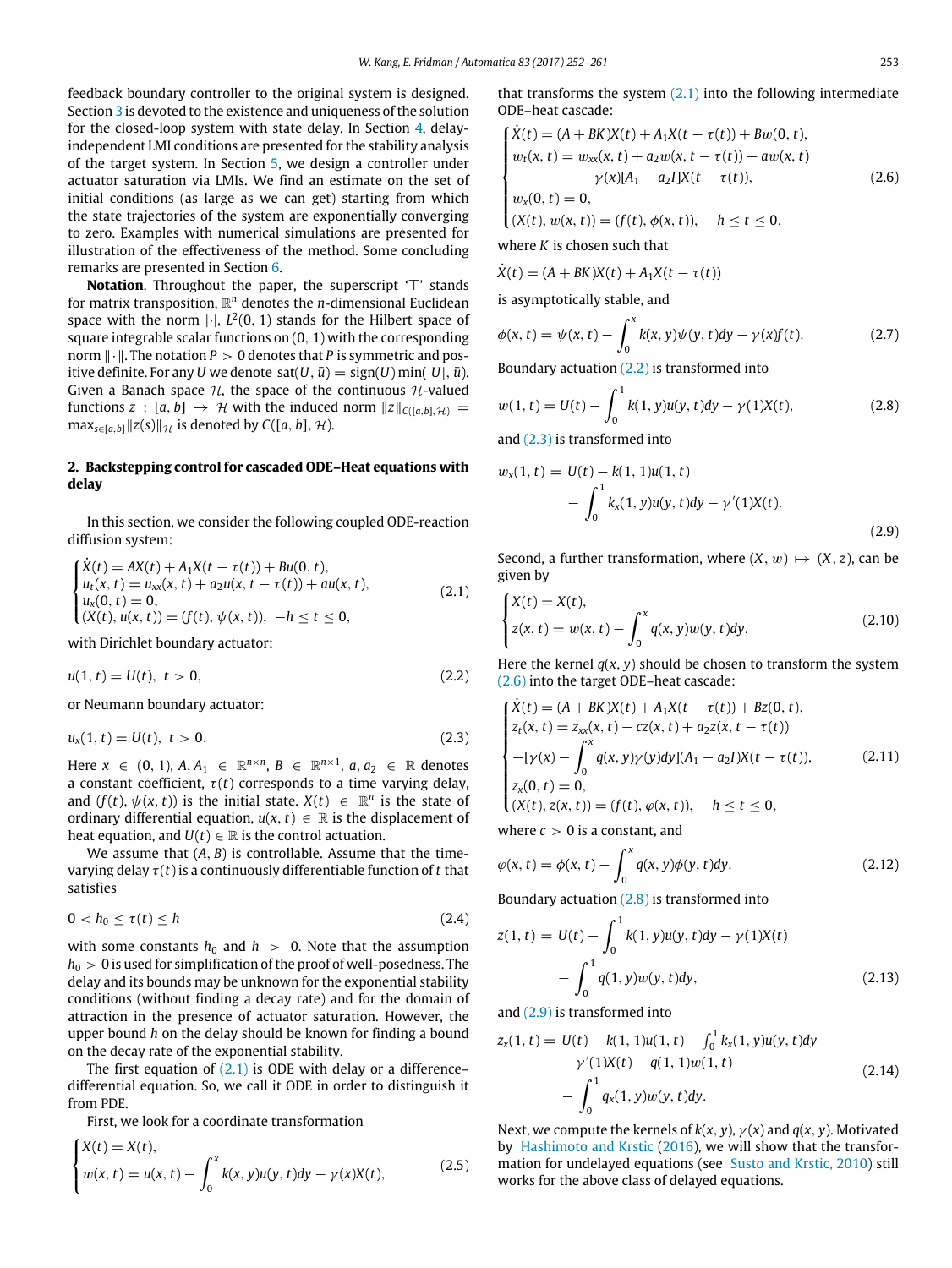feedback boundary controller to the original system is designed. Section 3 is devoted to the existence and uniqueness of the solution for the closed-loop system with state delay. In Section 4, delay-independent LMI conditions are presented for the stability analysis of the target system. In Section 5, we design a controller under actuator saturation via LMIs. We find an estimate on the set of initial conditions (as large as we can get) starting from which the state trajectories of the system are exponentially converging to zero. Examples with numerical simulations are presented for illustration of the effectiveness of the method. Some concluding remarks are presented in Section 6.

**Notation**. Throughout the paper, the superscript '$\top$' stands for matrix transposition, $\mathbb{R}^n$ denotes the $n$-dimensional Euclidean space with the norm $|\cdot|$, $L^2(0,1)$ stands for the Hilbert space of square integrable scalar functions on $(0,1)$ with the corresponding norm $\|\cdot\|$. The notation $P>0$ denotes that $P$ is symmetric and positive definite. For any $U$ we denote $\mathrm{sat}(U,\bar{u}) = \mathrm{sign}(U)\min(|U|,\bar{u})$. Given a Banach space $\mathcal{H}$, the space of the continuous $\mathcal{H}$-valued functions $z:[a,b]\to\mathcal{H}$ with the induced norm $\|z\|_{C([a,b],\mathcal{H})} = \max_{s\in[a,b]}\|z(s)\|_{\mathcal{H}}$ is denoted by $C([a,b],\mathcal{H})$.

## 2. Backstepping control for cascaded ODE–Heat equations with delay

In this section, we consider the following coupled ODE-reaction diffusion system:

$$\begin{cases} \dot{X}(t) = AX(t) + A_1X(t-\tau(t)) + Bu(0,t), \\ u_t(x,t) = u_{xx}(x,t) + a_2u(x,t-\tau(t)) + au(x,t), \\ u_x(0,t) = 0, \\ (X(t),u(x,t)) = (f(t),\psi(x,t)),\ -h\le t\le 0, \end{cases} \tag{2.1}$$

with Dirichlet boundary actuator:

$$u(1,t) = U(t),\ t>0, \tag{2.2}$$

or Neumann boundary actuator:

$$u_x(1,t) = U(t),\ t>0. \tag{2.3}$$

Here $x\in(0,1)$, $A, A_1 \in \mathbb{R}^{n\times n}$, $B\in\mathbb{R}^{n\times 1}$, $a, a_2 \in \mathbb{R}$ denotes a constant coefficient, $\tau(t)$ corresponds to a time varying delay, and $(f(t),\psi(x,t))$ is the initial state. $X(t)\in\mathbb{R}^n$ is the state of ordinary differential equation, $u(x,t)\in\mathbb{R}$ is the displacement of heat equation, and $U(t)\in\mathbb{R}$ is the control actuation.

We assume that $(A,B)$ is controllable. Assume that the time-varying delay $\tau(t)$ is a continuously differentiable function of $t$ that satisfies

$$0 < h_0 \le \tau(t) \le h \tag{2.4}$$

with some constants $h_0$ and $h>0$. Note that the assumption $h_0>0$ is used for simplification of the proof of well-posedness. The delay and its bounds may be unknown for the exponential stability conditions (without finding a decay rate) and for the domain of attraction in the presence of actuator saturation. However, the upper bound $h$ on the delay should be known for finding a bound on the decay rate of the exponential stability.

The first equation of (2.1) is ODE with delay or a difference–differential equation. So, we call it ODE in order to distinguish it from PDE.

First, we look for a coordinate transformation

$$\begin{cases} X(t) = X(t), \\ w(x,t) = u(x,t) - \displaystyle\int_0^x k(x,y)u(y,t)dy - \gamma(x)X(t), \end{cases} \tag{2.5}$$

that transforms the system (2.1) into the following intermediate ODE–heat cascade:

$$\begin{cases} \dot{X}(t) = (A+BK)X(t) + A_1X(t-\tau(t)) + Bw(0,t), \\ w_t(x,t) = w_{xx}(x,t) + a_2w(x,t-\tau(t)) + aw(x,t) \\ \qquad\qquad - \gamma(x)[A_1 - a_2I]X(t-\tau(t)), \\ w_x(0,t) = 0, \\ (X(t),w(x,t)) = (f(t),\phi(x,t)),\ -h\le t\le 0, \end{cases} \tag{2.6}$$

where $K$ is chosen such that

$$\dot{X}(t) = (A+BK)X(t) + A_1X(t-\tau(t))$$

is asymptotically stable, and

$$\phi(x,t) = \psi(x,t) - \int_0^x k(x,y)\psi(y,t)dy - \gamma(x)f(t). \tag{2.7}$$

Boundary actuation (2.2) is transformed into

$$w(1,t) = U(t) - \int_0^1 k(1,y)u(y,t)dy - \gamma(1)X(t), \tag{2.8}$$

and (2.3) is transformed into

$$w_x(1,t) = U(t) - k(1,1)u(1,t) - \int_0^1 k_x(1,y)u(y,t)dy - \gamma'(1)X(t). \tag{2.9}$$

Second, a further transformation, where $(X,w)\mapsto(X,z)$, can be given by

$$\begin{cases} X(t) = X(t), \\ z(x,t) = w(x,t) - \displaystyle\int_0^x q(x,y)w(y,t)dy. \end{cases} \tag{2.10}$$

Here the kernel $q(x,y)$ should be chosen to transform the system (2.6) into the target ODE–heat cascade:

$$\begin{cases} \dot{X}(t) = (A+BK)X(t) + A_1X(t-\tau(t)) + Bz(0,t), \\ z_t(x,t) = z_{xx}(x,t) - cz(x,t) + a_2z(x,t-\tau(t)) \\ -[\gamma(x) - \displaystyle\int_0^x q(x,y)\gamma(y)dy][A_1 - a_2I]X(t-\tau(t)), \\ z_x(0,t) = 0, \\ (X(t),z(x,t)) = (f(t),\varphi(x,t)),\ -h\le t\le 0, \end{cases} \tag{2.11}$$

where $c>0$ is a constant, and

$$\varphi(x,t) = \phi(x,t) - \int_0^x q(x,y)\phi(y,t)dy. \tag{2.12}$$

Boundary actuation (2.8) is transformed into

$$z(1,t) = U(t) - \int_0^1 k(1,y)u(y,t)dy - \gamma(1)X(t) - \int_0^1 q(1,y)w(y,t)dy, \tag{2.13}$$

and (2.9) is transformed into

$$\begin{aligned} z_x(1,t) = {} & U(t) - k(1,1)u(1,t) - \textstyle\int_0^1 k_x(1,y)u(y,t)dy \\ & - \gamma'(1)X(t) - q(1,1)w(1,t) \\ & - \int_0^1 q_x(1,y)w(y,t)dy. \end{aligned} \tag{2.14}$$

Next, we compute the kernels of $k(x,y)$, $\gamma(x)$ and $q(x,y)$. Motivated by Hashimoto and Krstic (2016), we will show that the transformation for undelayed equations (see Susto and Krstic, 2010) still works for the above class of delayed equations.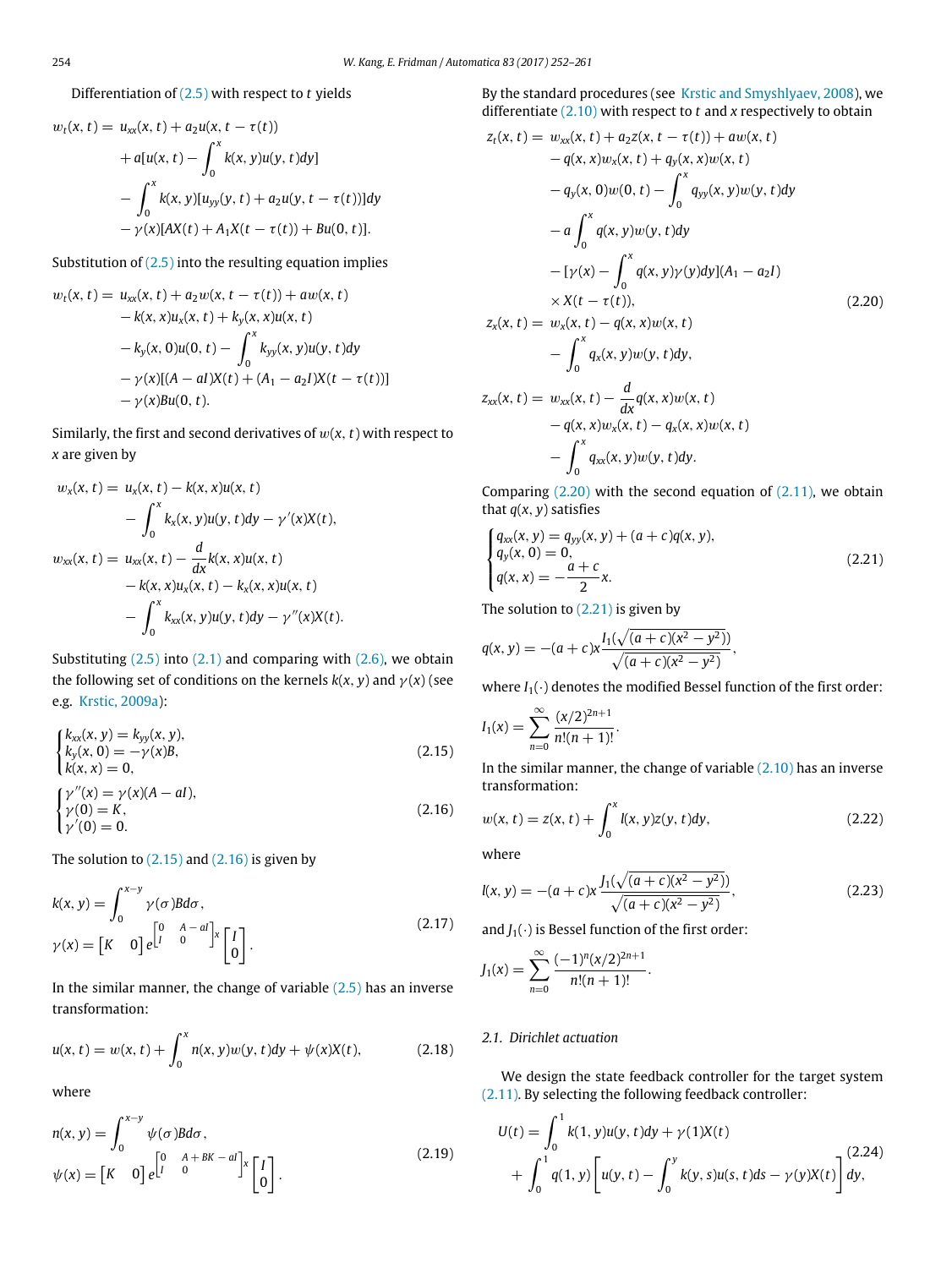Differentiation of (2.5) with respect to $t$ yields

$$
\begin{aligned}
w_t(x,t) = &\ u_{xx}(x,t) + a_2 u(x,t-\tau(t)) \\
&+ a[u(x,t) - \int_0^x k(x,y)u(y,t)dy] \\
&- \int_0^x k(x,y)[u_{yy}(y,t) + a_2 u(y,t-\tau(t))]dy \\
&- \gamma(x)[AX(t) + A_1 X(t-\tau(t)) + Bu(0,t)].
\end{aligned}
$$

Substitution of (2.5) into the resulting equation implies

$$
\begin{aligned}
w_t(x,t) = &\ u_{xx}(x,t) + a_2 w(x,t-\tau(t)) + aw(x,t) \\
&- k(x,x)u_x(x,t) + k_y(x,x)u(x,t) \\
&- k_y(x,0)u(0,t) - \int_0^x k_{yy}(x,y)u(y,t)dy \\
&- \gamma(x)[(A-aI)X(t) + (A_1 - a_2 I)X(t-\tau(t))] \\
&- \gamma(x)Bu(0,t).
\end{aligned}
$$

Similarly, the first and second derivatives of $w(x,t)$ with respect to $x$ are given by

$$
\begin{aligned}
w_x(x,t) = &\ u_x(x,t) - k(x,x)u(x,t) \\
&- \int_0^x k_x(x,y)u(y,t)dy - \gamma'(x)X(t), \\
w_{xx}(x,t) = &\ u_{xx}(x,t) - \frac{d}{dx}k(x,x)u(x,t) \\
&- k(x,x)u_x(x,t) - k_x(x,x)u(x,t) \\
&- \int_0^x k_{xx}(x,y)u(y,t)dy - \gamma''(x)X(t).
\end{aligned}
$$

Substituting (2.5) into (2.1) and comparing with (2.6), we obtain the following set of conditions on the kernels $k(x,y)$ and $\gamma(x)$ (see e.g. Krstic, 2009a):

$$
\begin{cases}
k_{xx}(x,y) = k_{yy}(x,y), \\
k_y(x,0) = -\gamma(x)B, \\
k(x,x) = 0,
\end{cases}
\tag{2.15}
$$

$$
\begin{cases}
\gamma''(x) = \gamma(x)(A - aI), \\
\gamma(0) = K, \\
\gamma'(0) = 0.
\end{cases}
\tag{2.16}
$$

The solution to (2.15) and (2.16) is given by

$$
\begin{aligned}
k(x,y) &= \int_0^{x-y} \gamma(\sigma)Bd\sigma, \\
\gamma(x) &= \begin{bmatrix} K & 0 \end{bmatrix} e^{\begin{bmatrix} 0 & A-aI \\ I & 0 \end{bmatrix}x} \begin{bmatrix} I \\ 0 \end{bmatrix}.
\end{aligned}
\tag{2.17}
$$

In the similar manner, the change of variable (2.5) has an inverse transformation:

$$
u(x,t) = w(x,t) + \int_0^x n(x,y)w(y,t)dy + \psi(x)X(t),
\tag{2.18}
$$

where

$$
\begin{aligned}
n(x,y) &= \int_0^{x-y} \psi(\sigma)Bd\sigma, \\
\psi(x) &= \begin{bmatrix} K & 0 \end{bmatrix} e^{\begin{bmatrix} 0 & A+BK-aI \\ I & 0 \end{bmatrix}x} \begin{bmatrix} I \\ 0 \end{bmatrix}.
\end{aligned}
\tag{2.19}
$$

By the standard procedures (see Krstic and Smyshlyaev, 2008), we differentiate (2.10) with respect to $t$ and $x$ respectively to obtain

$$
\begin{aligned}
z_t(x,t) = &\ w_{xx}(x,t) + a_2 z(x,t-\tau(t)) + aw(x,t) \\
&- q(x,x)w_x(x,t) + q_y(x,x)w(x,t) \\
&- q_y(x,0)w(0,t) - \int_0^x q_{yy}(x,y)w(y,t)dy \\
&- a\int_0^x q(x,y)w(y,t)dy \\
&- [\gamma(x) - \int_0^x q(x,y)\gamma(y)dy](A_1 - a_2 I) \\
&\times X(t-\tau(t)), \\
z_x(x,t) = &\ w_x(x,t) - q(x,x)w(x,t) \\
&- \int_0^x q_x(x,y)w(y,t)dy, \\
z_{xx}(x,t) = &\ w_{xx}(x,t) - \frac{d}{dx}q(x,x)w(x,t) \\
&- q(x,x)w_x(x,t) - q_x(x,x)w(x,t) \\
&- \int_0^x q_{xx}(x,y)w(y,t)dy.
\end{aligned}
\tag{2.20}
$$

Comparing (2.20) with the second equation of (2.11), we obtain that $q(x,y)$ satisfies

$$
\begin{cases}
q_{xx}(x,y) = q_{yy}(x,y) + (a+c)q(x,y), \\
q_y(x,0) = 0, \\
q(x,x) = -\frac{a+c}{2}x.
\end{cases}
\tag{2.21}
$$

The solution to (2.21) is given by

$$
q(x,y) = -(a+c)x\frac{I_1(\sqrt{(a+c)(x^2-y^2)})}{\sqrt{(a+c)(x^2-y^2)}},
$$

where $I_1(\cdot)$ denotes the modified Bessel function of the first order:

$$
I_1(x) = \sum_{n=0}^{\infty} \frac{(x/2)^{2n+1}}{n!(n+1)!}.
$$

In the similar manner, the change of variable (2.10) has an inverse transformation:

$$
w(x,t) = z(x,t) + \int_0^x l(x,y)z(y,t)dy,
\tag{2.22}
$$

where

$$
l(x,y) = -(a+c)x\frac{J_1(\sqrt{(a+c)(x^2-y^2)})}{\sqrt{(a+c)(x^2-y^2)}},
\tag{2.23}
$$

and $J_1(\cdot)$ is Bessel function of the first order:

$$
J_1(x) = \sum_{n=0}^{\infty} \frac{(-1)^n (x/2)^{2n+1}}{n!(n+1)!}.
$$

### 2.1. Dirichlet actuation

We design the state feedback controller for the target system (2.11). By selecting the following feedback controller:

$$
\begin{aligned}
U(t) = &\int_0^1 k(1,y)u(y,t)dy + \gamma(1)X(t) \\
&+ \int_0^1 q(1,y)\left[u(y,t) - \int_0^y k(y,s)u(s,t)ds - \gamma(y)X(t)\right]dy,
\end{aligned}
\tag{2.24}
$$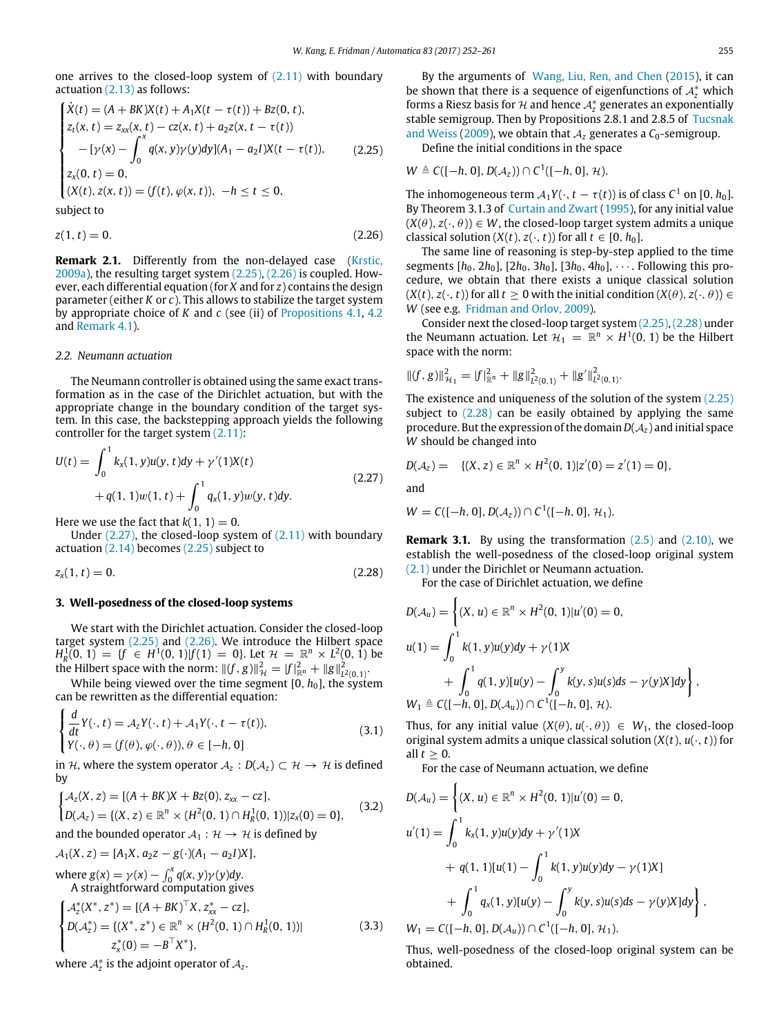one arrives to the closed-loop system of (2.11) with boundary actuation (2.13) as follows:

$$
\begin{cases}
\dot{X}(t) = (A+BK)X(t) + A_1 X(t-\tau(t)) + Bz(0,t), \\
z_t(x,t) = z_{xx}(x,t) - cz(x,t) + a_2 z(x, t-\tau(t)) \\
\quad - [\gamma(x) - \int_0^x q(x,y)\gamma(y)dy](A_1 - a_2 I)X(t-\tau(t)), \\
z_x(0,t) = 0, \\
(X(t), z(x,t)) = (f(t), \varphi(x,t)), \ -h \le t \le 0,
\end{cases}
\tag{2.25}
$$

subject to

$$
z(1,t) = 0. \tag{2.26}
$$

**Remark 2.1.** Differently from the non-delayed case (Krstic, 2009a), the resulting target system (2.25), (2.26) is coupled. However, each differential equation (for $X$ and for $z$) contains the design parameter (either $K$ or $c$). This allows to stabilize the target system by appropriate choice of $K$ and $c$ (see (ii) of Propositions 4.1, 4.2 and Remark 4.1).

### 2.2. Neumann actuation

The Neumann controller is obtained using the same exact transformation as in the case of the Dirichlet actuation, but with the appropriate change in the boundary condition of the target system. In this case, the backstepping approach yields the following controller for the target system (2.11):

$$
\begin{aligned}
U(t) = &\int_0^1 k_x(1,y)u(y,t)dy + \gamma'(1)X(t) \\
&+ q(1,1)w(1,t) + \int_0^1 q_x(1,y)w(y,t)dy.
\end{aligned}
\tag{2.27}
$$

Here we use the fact that $k(1,1) = 0$.

Under (2.27), the closed-loop system of (2.11) with boundary actuation (2.14) becomes (2.25) subject to

$$
z_x(1,t) = 0. \tag{2.28}
$$

## 3. Well-posedness of the closed-loop systems

We start with the Dirichlet actuation. Consider the closed-loop target system (2.25) and (2.26). We introduce the Hilbert space $H_R^1(0,1) = \{f \in H^1(0,1) | f(1) = 0\}$. Let $\mathcal{H} = \mathbb{R}^n \times L^2(0,1)$ be the Hilbert space with the norm: $\|(f,g)\|_{\mathcal{H}}^2 = |f|_{\mathbb{R}^n}^2 + \|g\|_{L^2(0,1)}^2$.

While being viewed over the time segment $[0, h_0]$, the system can be rewritten as the differential equation:

$$
\begin{cases}
\dfrac{d}{dt}Y(\cdot,t) = \mathcal{A}_z Y(\cdot,t) + \mathcal{A}_1 Y(\cdot, t-\tau(t)), \\
Y(\cdot,\theta) = (f(\theta), \varphi(\cdot,\theta)), \theta \in [-h, 0]
\end{cases}
\tag{3.1}
$$

in $\mathcal{H}$, where the system operator $\mathcal{A}_z : D(\mathcal{A}_z) \subset \mathcal{H} \to \mathcal{H}$ is defined by

$$
\begin{cases}
\mathcal{A}_z(X,z) = [(A+BK)X + Bz(0), z_{xx} - cz], \\
D(\mathcal{A}_z) = \{(X,z) \in \mathbb{R}^n \times (H^2(0,1) \cap H_R^1(0,1)) | z_x(0) = 0\},
\end{cases}
\tag{3.2}
$$

and the bounded operator $\mathcal{A}_1 : \mathcal{H} \to \mathcal{H}$ is defined by

$$
\mathcal{A}_1(X,z) = [A_1 X, a_2 z - g(\cdot)(A_1 - a_2 I)X],
$$

where $g(x) = \gamma(x) - \int_0^x q(x,y)\gamma(y)dy$.

A straightforward computation gives

$$
\begin{cases}
\mathcal{A}_z^*(X^*, z^*) = [(A+BK)^\top X, z_{xx}^* - cz], \\
D(\mathcal{A}_z^*) = \{(X^*, z^*) \in \mathbb{R}^n \times (H^2(0,1) \cap H_R^1(0,1)) | \\
\qquad z_x^*(0) = -B^\top X^*\},
\end{cases}
\tag{3.3}
$$

where $\mathcal{A}_z^*$ is the adjoint operator of $\mathcal{A}_z$.

By the arguments of Wang, Liu, Ren, and Chen (2015), it can be shown that there is a sequence of eigenfunctions of $\mathcal{A}_z^*$ which forms a Riesz basis for $\mathcal{H}$ and hence $\mathcal{A}_z^*$ generates an exponentially stable semigroup. Then by Propositions 2.8.1 and 2.8.5 of Tucsnak and Weiss (2009), we obtain that $\mathcal{A}_z$ generates a $C_0$-semigroup.

Define the initial conditions in the space

$$
W \triangleq C([-h,0], D(\mathcal{A}_z)) \cap C^1([-h,0], \mathcal{H}).
$$

The inhomogeneous term $\mathcal{A}_1 Y(\cdot, t-\tau(t))$ is of class $C^1$ on $[0,h_0]$. By Theorem 3.1.3 of Curtain and Zwart (1995), for any initial value $(X(\theta), z(\cdot,\theta)) \in W$, the closed-loop target system admits a unique classical solution $(X(t), z(\cdot,t))$ for all $t \in [0,h_0]$.

The same line of reasoning is step-by-step applied to the time segments $[h_0, 2h_0]$, $[2h_0, 3h_0]$, $[3h_0, 4h_0]$, $\cdots$. Following this procedure, we obtain that there exists a unique classical solution $(X(t), z(\cdot,t))$ for all $t \ge 0$ with the initial condition $(X(\theta), z(\cdot,\theta)) \in W$ (see e.g. Fridman and Orlov, 2009).

Consider next the closed-loop target system (2.25), (2.28) under the Neumann actuation. Let $\mathcal{H}_1 = \mathbb{R}^n \times H^1(0,1)$ be the Hilbert space with the norm:

$$
\|(f,g)\|_{\mathcal{H}_1}^2 = |f|_{\mathbb{R}^n}^2 + \|g\|_{L^2(0,1)}^2 + \|g'\|_{L^2(0,1)}^2.
$$

The existence and uniqueness of the solution of the system (2.25) subject to (2.28) can be easily obtained by applying the same procedure. But the expression of the domain $D(\mathcal{A}_z)$ and initial space $W$ should be changed into

$$
D(\mathcal{A}_z) = \quad \{(X,z) \in \mathbb{R}^n \times H^2(0,1) | z'(0) = z'(1) = 0\},
$$

and

$$
W = C([-h,0], D(\mathcal{A}_z)) \cap C^1([-h,0], \mathcal{H}_1).
$$

**Remark 3.1.** By using the transformation (2.5) and (2.10), we establish the well-posedness of the closed-loop original system (2.1) under the Dirichlet or Neumann actuation.

For the case of Dirichlet actuation, we define

$$
\begin{aligned}
D(\mathcal{A}_u) = \Bigg\{ &(X,u) \in \mathbb{R}^n \times H^2(0,1) | u'(0) = 0, \\
&u(1) = \int_0^1 k(1,y)u(y)dy + \gamma(1)X \\
&+ \int_0^1 q(1,y)[u(y) - \int_0^y k(y,s)u(s)ds - \gamma(y)X]dy \Bigg\},
\end{aligned}
$$

$$
W_1 \triangleq C([-h,0], D(\mathcal{A}_u)) \cap C^1([-h,0], \mathcal{H}).
$$

Thus, for any initial value $(X(\theta), u(\cdot,\theta)) \in W_1$, the closed-loop original system admits a unique classical solution $(X(t), u(\cdot,t))$ for all $t \ge 0$.

For the case of Neumann actuation, we define

$$
\begin{aligned}
D(\mathcal{A}_u) = \Bigg\{ &(X,u) \in \mathbb{R}^n \times H^2(0,1) | u'(0) = 0, \\
&u'(1) = \int_0^1 k_x(1,y)u(y)dy + \gamma'(1)X \\
&+ q(1,1)[u(1) - \int_0^1 k(1,y)u(y)dy - \gamma(1)X] \\
&+ \int_0^1 q_x(1,y)[u(y) - \int_0^y k(y,s)u(s)ds - \gamma(y)X]dy \Bigg\},
\end{aligned}
$$

$$
W_1 = C([-h,0], D(\mathcal{A}_u)) \cap C^1([-h,0], \mathcal{H}_1).
$$

Thus, well-posedness of the closed-loop original system can be obtained.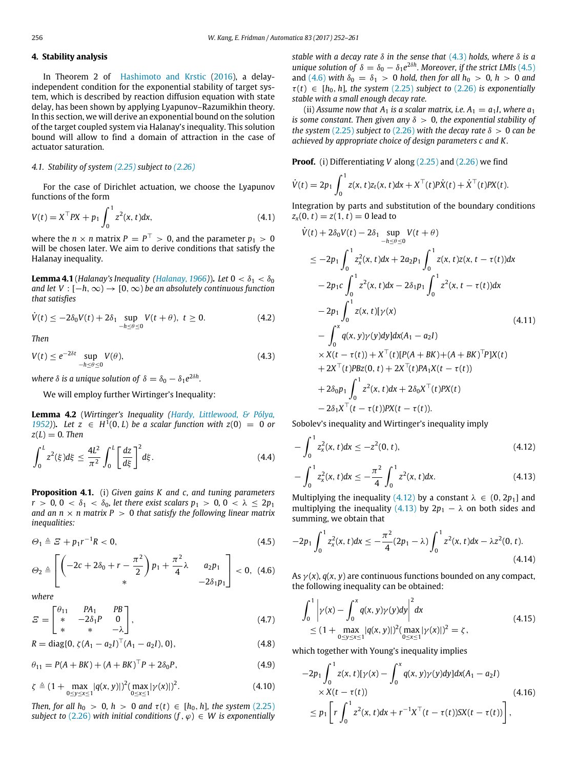## 4. Stability analysis

In Theorem 2 of Hashimoto and Krstic (2016), a delay-independent condition for the exponential stability of target system, which is described by reaction diffusion equation with state delay, has been shown by applying Lyapunov–Razumikhin theory. In this section, we will derive an exponential bound on the solution of the target coupled system via Halanay's inequality. This solution bound will allow to find a domain of attraction in the case of actuator saturation.

### 4.1. Stability of system (2.25) subject to (2.26)

For the case of Dirichlet actuation, we choose the Lyapunov functions of the form

$$V(t) = X^{\top}PX + p_1 \int_0^1 z^2(x,t)dx, \tag{4.1}$$

where the $n \times n$ matrix $P = P^{\top} > 0$, and the parameter $p_1 > 0$ will be chosen later. We aim to derive conditions that satisfy the Halanay inequality.

**Lemma 4.1** (*Halanay's Inequality (Halanay, 1966)*). *Let $0 < \delta_1 < \delta_0$ and let $V : [-h, \infty) \to [0, \infty)$ be an absolutely continuous function that satisfies*

$$\dot{V}(t) \le -2\delta_0 V(t) + 2\delta_1 \sup_{-h\le\theta\le 0} V(t+\theta), \ t \ge 0. \tag{4.2}$$

*Then*

$$V(t) \le e^{-2\delta t} \sup_{-h\le\theta\le 0} V(\theta), \tag{4.3}$$

*where $\delta$ is a unique solution of $\delta = \delta_0 - \delta_1 e^{2\delta h}$.*

We will employ further Wirtinger's Inequality:

**Lemma 4.2** (*Wirtinger's Inequality (Hardy, Littlewood, & Pólya, 1952)*). *Let $z \in H^1(0, L)$ be a scalar function with $z(0) = 0$ or $z(L) = 0$. Then*

$$\int_0^L z^2(\xi)d\xi \le \frac{4L^2}{\pi^2}\int_0^L \left[\frac{dz}{d\xi}\right]^2 d\xi. \tag{4.4}$$

**Proposition 4.1.** (i) *Given gains $K$ and $c$, and tuning parameters $r > 0$, $0 < \delta_1 < \delta_0$, let there exist scalars $p_1 > 0$, $0 < \lambda \le 2p_1$ and an $n \times n$ matrix $P > 0$ that satisfy the following linear matrix inequalities:*

$$\Theta_1 \triangleq \Xi + p_1 r^{-1} R < 0, \tag{4.5}$$

$$\Theta_2 \triangleq \begin{bmatrix} \left(-2c + 2\delta_0 + r - \frac{\pi^2}{2}\right)p_1 + \frac{\pi^2}{4}\lambda & a_2 p_1 \\ * & -2\delta_1 p_1 \end{bmatrix} < 0, \tag{4.6}$$

*where*

$$\Xi = \begin{bmatrix} \theta_{11} & PA_1 & PB \\ * & -2\delta_1 P & 0 \\ * & * & -\lambda \end{bmatrix}, \tag{4.7}$$

$$R = \mathrm{diag}\{0, \zeta(A_1 - a_2 I)^{\top}(A_1 - a_2 I), 0\}, \tag{4.8}$$

$$\theta_{11} = P(A+BK) + (A+BK)^{\top}P + 2\delta_0 P, \tag{4.9}$$

$$\zeta \triangleq (1 + \max_{0\le y\le x\le 1}|q(x,y)|)^2 (\max_{0\le x\le 1}|\gamma(x)|)^2. \tag{4.10}$$

*Then, for all $h_0 > 0$, $h > 0$ and $\tau(t) \in [h_0, h]$, the system (2.25) subject to (2.26) with initial conditions $(f, \varphi) \in W$ is exponentially stable with a decay rate $\delta$ in the sense that (4.3) holds, where $\delta$ is a unique solution of $\delta = \delta_0 - \delta_1 e^{2\delta h}$. Moreover, if the strict LMIs (4.5) and (4.6) with $\delta_0 = \delta_1 > 0$ hold, then for all $h_0 > 0$, $h > 0$ and $\tau(t) \in [h_0, h]$, the system (2.25) subject to (2.26) is exponentially stable with a small enough decay rate.*

(ii) *Assume now that $A_1$ is a scalar matrix, i.e. $A_1 = a_1 I$, where $a_1$ is some constant. Then given any $\delta > 0$, the exponential stability of the system (2.25) subject to (2.26) with the decay rate $\delta > 0$ can be achieved by appropriate choice of design parameters $c$ and $K$.*

**Proof.** (i) Differentiating $V$ along (2.25) and (2.26) we find

$$\dot{V}(t) = 2p_1 \int_0^1 z(x,t)z_t(x,t)dx + X^{\top}(t)P\dot{X}(t) + \dot{X}^{\top}(t)PX(t).$$

Integration by parts and substitution of the boundary conditions $z_x(0,t) = z(1,t) = 0$ lead to

$$\begin{aligned}
&\dot{V}(t) + 2\delta_0 V(t) - 2\delta_1 \sup_{-h\le\theta\le 0} V(t+\theta) \\
&\le -2p_1 \int_0^1 z_x^2(x,t)dx + 2a_2 p_1 \int_0^1 z(x,t)z(x,t-\tau(t))dx \\
&\quad - 2p_1 c \int_0^1 z^2(x,t)dx - 2\delta_1 p_1 \int_0^1 z^2(x,t-\tau(t))dx \\
&\quad - 2p_1 \int_0^1 z(x,t)[\gamma(x) \\
&\quad - \int_0^x q(x,y)\gamma(y)dy]dx(A_1 - a_2 I) \\
&\quad \times X(t-\tau(t)) + X^{\top}(t)[P(A+BK) + (A+BK)^{\top}P]X(t) \\
&\quad + 2X^{\top}(t)PBz(0,t) + 2X^{\top}(t)PA_1 X(t-\tau(t)) \\
&\quad + 2\delta_0 p_1 \int_0^1 z^2(x,t)dx + 2\delta_0 X^{\top}(t)PX(t) \\
&\quad - 2\delta_1 X^{\top}(t-\tau(t))PX(t-\tau(t)).
\end{aligned} \tag{4.11}$$

Sobolev's inequality and Wirtinger's inequality imply

$$-\int_0^1 z_x^2(x,t)dx \le -z^2(0,t), \tag{4.12}$$

$$-\int_0^1 z_x^2(x,t)dx \le -\frac{\pi^2}{4}\int_0^1 z^2(x,t)dx. \tag{4.13}$$

Multiplying the inequality (4.12) by a constant $\lambda \in (0, 2p_1]$ and multiplying the inequality (4.13) by $2p_1 - \lambda$ on both sides and summing, we obtain that

$$-2p_1 \int_0^1 z_x^2(x,t)dx \le -\frac{\pi^2}{4}(2p_1 - \lambda)\int_0^1 z^2(x,t)dx - \lambda z^2(0,t). \tag{4.14}$$

As $\gamma(x)$, $q(x,y)$ are continuous functions bounded on any compact, the following inequality can be obtained:

$$\begin{aligned}
&\int_0^1 \left|\gamma(x) - \int_0^x q(x,y)\gamma(y)dy\right|^2 dx \\
&\le (1 + \max_{0\le y\le x\le 1}|q(x,y)|)^2 (\max_{0\le x\le 1}|\gamma(x)|)^2 = \zeta,
\end{aligned} \tag{4.15}$$

which together with Young's inequality implies

$$\begin{aligned}
&-2p_1 \int_0^1 z(x,t)[\gamma(x) - \int_0^x q(x,y)\gamma(y)dy]dx(A_1 - a_2 I) \\
&\quad \times X(t-\tau(t)) \\
&\le p_1 \left[ r\int_0^1 z^2(x,t)dx + r^{-1}X^{\top}(t-\tau(t))SX(t-\tau(t)) \right],
\end{aligned} \tag{4.16}$$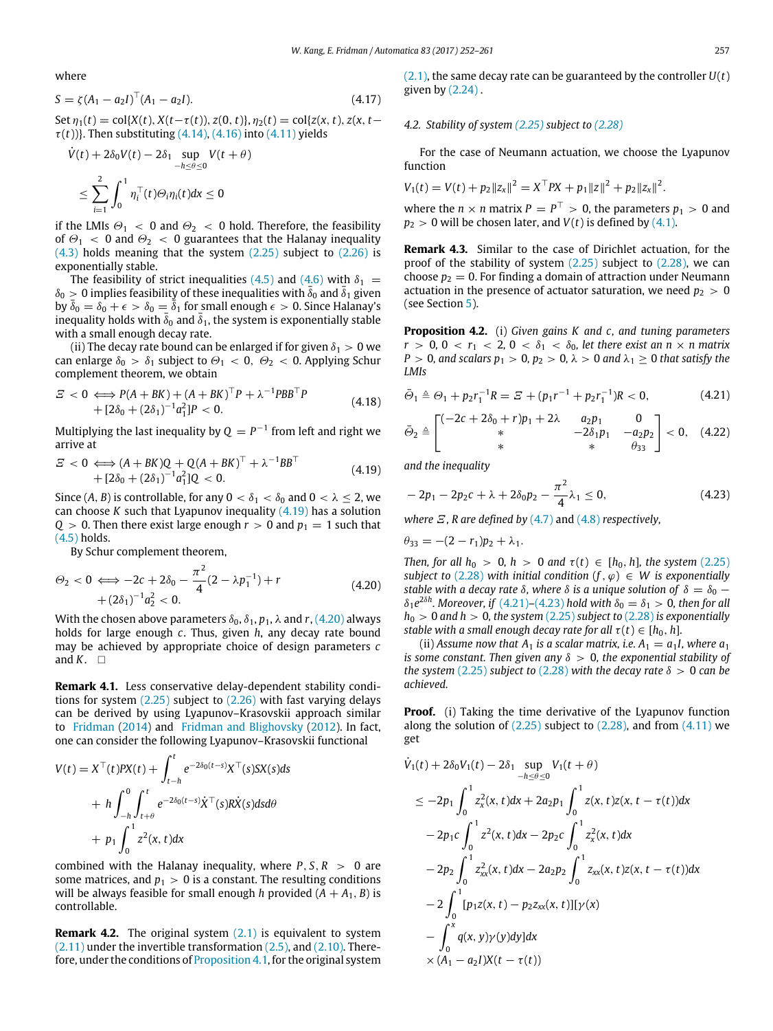where

$$S = \zeta(A_1 - a_2 I)^\top (A_1 - a_2 I). \tag{4.17}$$

Set $\eta_1(t) = \mathrm{col}\{X(t), X(t-\tau(t)), z(0,t)\}, \eta_2(t) = \mathrm{col}\{z(x,t), z(x,t-\tau(t))\}$. Then substituting (4.14), (4.16) into (4.11) yields

$$\dot{V}(t) + 2\delta_0 V(t) - 2\delta_1 \sup_{-h\le\theta\le 0} V(t+\theta)$$
$$\le \sum_{i=1}^{2} \int_0^1 \eta_i^\top(t)\Theta_i \eta_i(t)dx \le 0$$

if the LMIs $\Theta_1 < 0$ and $\Theta_2 < 0$ hold. Therefore, the feasibility of $\Theta_1 < 0$ and $\Theta_2 < 0$ guarantees that the Halanay inequality (4.3) holds meaning that the system (2.25) subject to (2.26) is exponentially stable.

The feasibility of strict inequalities (4.5) and (4.6) with $\delta_1 = \delta_0 > 0$ implies feasibility of these inequalities with $\bar{\delta}_0$ and $\bar{\delta}_1$ given by $\bar{\delta}_0 = \delta_0 + \epsilon > \delta_0 = \bar{\delta}_1$ for small enough $\epsilon > 0$. Since Halanay's inequality holds with $\bar{\delta}_0$ and $\bar{\delta}_1$, the system is exponentially stable with a small enough decay rate.

(ii) The decay rate bound can be enlarged if for given $\delta_1 > 0$ we can enlarge $\delta_0 > \delta_1$ subject to $\Theta_1 < 0$, $\Theta_2 < 0$. Applying Schur complement theorem, we obtain

$$\begin{aligned}\Xi < 0 \iff & P(A+BK) + (A+BK)^\top P + \lambda^{-1} PBB^\top P \\ & + [2\delta_0 + (2\delta_1)^{-1} a_1^2] P < 0.\end{aligned} \tag{4.18}$$

Multiplying the last inequality by $Q = P^{-1}$ from left and right we arrive at

$$\begin{aligned}\Xi < 0 \iff & (A+BK)Q + Q(A+BK)^\top + \lambda^{-1} BB^\top \\ & + [2\delta_0 + (2\delta_1)^{-1} a_1^2] Q < 0.\end{aligned} \tag{4.19}$$

Since $(A, B)$ is controllable, for any $0 < \delta_1 < \delta_0$ and $0 < \lambda \le 2$, we can choose $K$ such that Lyapunov inequality (4.19) has a solution $Q > 0$. Then there exist large enough $r > 0$ and $p_1 = 1$ such that (4.5) holds.

By Schur complement theorem,

$$\begin{aligned}\Theta_2 < 0 \iff & -2c + 2\delta_0 - \frac{\pi^2}{4}(2 - \lambda p_1^{-1}) + r \\ & + (2\delta_1)^{-1} a_2^2 < 0.\end{aligned} \tag{4.20}$$

With the chosen above parameters $\delta_0, \delta_1, p_1, \lambda$ and $r$, (4.20) always holds for large enough $c$. Thus, given $h$, any decay rate bound may be achieved by appropriate choice of design parameters $c$ and $K$. □

**Remark 4.1.** Less conservative delay-dependent stability conditions for system (2.25) subject to (2.26) with fast varying delays can be derived by using Lyapunov–Krasovskii approach similar to Fridman (2014) and Fridman and Blighovsky (2012). In fact, one can consider the following Lyapunov–Krasovskii functional

$$\begin{aligned}V(t) =& X^\top(t)PX(t) + \int_{t-h}^{t} e^{-2\delta_0(t-s)} X^\top(s)SX(s)ds \\ & + h\int_{-h}^{0}\int_{t+\theta}^{t} e^{-2\delta_0(t-s)}\dot{X}^\top(s)R\dot{X}(s)dsd\theta \\ & + p_1 \int_0^1 z^2(x,t)dx\end{aligned}$$

combined with the Halanay inequality, where $P, S, R > 0$ are some matrices, and $p_1 > 0$ is a constant. The resulting conditions will be always feasible for small enough $h$ provided $(A + A_1, B)$ is controllable.

**Remark 4.2.** The original system (2.1) is equivalent to system (2.11) under the invertible transformation (2.5), and (2.10). Therefore, under the conditions of Proposition 4.1, for the original system (2.1), the same decay rate can be guaranteed by the controller $U(t)$ given by (2.24).

### 4.2. Stability of system (2.25) subject to (2.28)

For the case of Neumann actuation, we choose the Lyapunov function

$$V_1(t) = V(t) + p_2\|z_x\|^2 = X^\top PX + p_1\|z\|^2 + p_2\|z_x\|^2.$$

where the $n \times n$ matrix $P = P^\top > 0$, the parameters $p_1 > 0$ and $p_2 > 0$ will be chosen later, and $V(t)$ is defined by (4.1).

**Remark 4.3.** Similar to the case of Dirichlet actuation, for the proof of the stability of system (2.25) subject to (2.28), we can choose $p_2 = 0$. For finding a domain of attraction under Neumann actuation in the presence of actuator saturation, we need $p_2 > 0$ (see Section 5).

**Proposition 4.2.** (i) *Given gains $K$ and $c$, and tuning parameters $r > 0$, $0 < r_1 < 2$, $0 < \delta_1 < \delta_0$, let there exist an $n \times n$ matrix $P > 0$, and scalars $p_1 > 0$, $p_2 > 0$, $\lambda > 0$ and $\lambda_1 \ge 0$ that satisfy the LMIs*

$$\bar{\Theta}_1 \triangleq \Theta_1 + p_2 r_1^{-1} R = \Xi + (p_1 r^{-1} + p_2 r_1^{-1})R < 0, \tag{4.21}$$

$$\bar{\Theta}_2 \triangleq \begin{bmatrix} (-2c + 2\delta_0 + r)p_1 + 2\lambda & a_2 p_1 & 0 \\ * & -2\delta_1 p_1 & -a_2 p_2 \\ * & * & \theta_{33} \end{bmatrix} < 0, \tag{4.22}$$

*and the inequality*

$$-2p_1 - 2p_2 c + \lambda + 2\delta_0 p_2 - \frac{\pi^2}{4}\lambda_1 \le 0, \tag{4.23}$$

*where $\Xi$, $R$ are defined by (4.7) and (4.8) respectively,*

$$\theta_{33} = -(2 - r_1)p_2 + \lambda_1.$$

*Then, for all $h_0 > 0$, $h > 0$ and $\tau(t) \in [h_0, h]$, the system (2.25) subject to (2.28) with initial condition $(f, \varphi) \in W$ is exponentially stable with a decay rate $\delta$, where $\delta$ is a unique solution of $\delta = \delta_0 - \delta_1 e^{2\delta h}$. Moreover, if (4.21)–(4.23) hold with $\delta_0 = \delta_1 > 0$, then for all $h_0 > 0$ and $h > 0$, the system (2.25) subject to (2.28) is exponentially stable with a small enough decay rate for all $\tau(t) \in [h_0, h]$.*

(ii) *Assume now that $A_1$ is a scalar matrix, i.e. $A_1 = a_1 I$, where $a_1$ is some constant. Then given any $\delta > 0$, the exponential stability of the system (2.25) subject to (2.28) with the decay rate $\delta > 0$ can be achieved.*

**Proof.** (i) Taking the time derivative of the Lyapunov function along the solution of (2.25) subject to (2.28), and from (4.11) we get

$$\begin{aligned}&\dot{V}_1(t) + 2\delta_0 V_1(t) - 2\delta_1 \sup_{-h\le\theta\le 0} V_1(t+\theta) \\ &\le -2p_1 \int_0^1 z_x^2(x,t)dx + 2a_2 p_1 \int_0^1 z(x,t)z(x,t-\tau(t))dx \\ &\quad - 2p_1 c \int_0^1 z^2(x,t)dx - 2p_2 c \int_0^1 z_x^2(x,t)dx \\ &\quad - 2p_2 \int_0^1 z_{xx}^2(x,t)dx - 2a_2 p_2 \int_0^1 z_{xx}(x,t)z(x,t-\tau(t))dx \\ &\quad - 2\int_0^1 [p_1 z(x,t) - p_2 z_{xx}(x,t)][\gamma(x) \\ &\quad - \int_0^x q(x,y)\gamma(y)dy]dx \\ &\quad \times (A_1 - a_2 I)X(t-\tau(t))\end{aligned}$$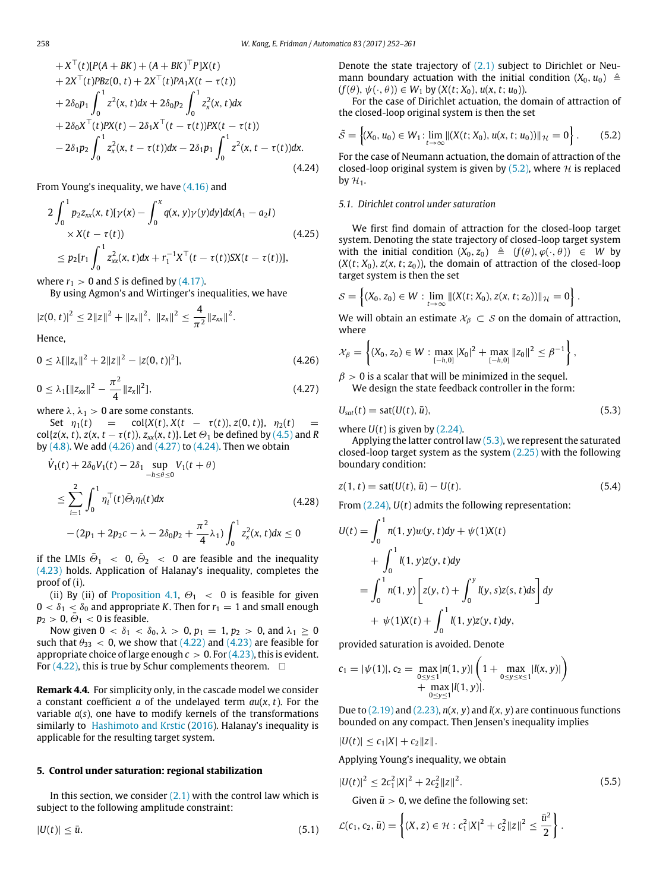$$
\begin{aligned}
&+X^\top(t)[P(A+BK)+(A+BK)^\top P]X(t)\\
&+2X^\top(t)PBz(0,t)+2X^\top(t)PA_1X(t-\tau(t))\\
&+2\delta_0 p_1\int_0^1 z^2(x,t)dx+2\delta_0 p_2\int_0^1 z_x^2(x,t)dx\\
&+2\delta_0 X^\top(t)PX(t)-2\delta_1 X^\top(t-\tau(t))PX(t-\tau(t))\\
&-2\delta_1 p_2\int_0^1 z_x^2(x,t-\tau(t))dx-2\delta_1 p_1\int_0^1 z^2(x,t-\tau(t))dx.
\end{aligned}
\tag{4.24}
$$

From Young's inequality, we have (4.16) and

$$
\begin{aligned}
&2\int_0^1 p_2 z_{xx}(x,t)[\gamma(x)-\int_0^x q(x,y)\gamma(y)dy]dx(A_1-a_2 I)\\
&\quad\times X(t-\tau(t))\\
&\le p_2[r_1\int_0^1 z_{xx}^2(x,t)dx+r_1^{-1}X^\top(t-\tau(t))SX(t-\tau(t))],
\end{aligned}
\tag{4.25}
$$

where $r_1>0$ and $S$ is defined by (4.17).

By using Agmon's and Wirtinger's inequalities, we have

$$
|z(0,t)|^2\le 2\|z\|^2+\|z_x\|^2,\quad \|z_x\|^2\le\frac{4}{\pi^2}\|z_{xx}\|^2.
$$

Hence,

$$
0\le\lambda[\|z_x\|^2+2\|z\|^2-|z(0,t)|^2],
\tag{4.26}
$$

$$
0\le\lambda_1[\|z_{xx}\|^2-\frac{\pi^2}{4}\|z_x\|^2],
\tag{4.27}
$$

where $\lambda,\lambda_1>0$ are some constants.

Set $\eta_1(t)=\mathrm{col}\{X(t),X(t-\tau(t)),z(0,t)\}$, $\eta_2(t)=\mathrm{col}\{z(x,t),z(x,t-\tau(t)),z_{xx}(x,t)\}$. Let $\Theta_1$ be defined by (4.5) and $R$ by (4.8). We add (4.26) and (4.27) to (4.24). Then we obtain

$$
\begin{aligned}
&\dot V_1(t)+2\delta_0 V_1(t)-2\delta_1\sup_{-h\le\theta\le 0}V_1(t+\theta)\\
&\le\sum_{i=1}^2\int_0^1\eta_i^\top(t)\bar\Theta_i\eta_i(t)dx\\
&\quad-(2p_1+2p_2c-\lambda-2\delta_0 p_2+\frac{\pi^2}{4}\lambda_1)\int_0^1 z_x^2(x,t)dx\le 0
\end{aligned}
\tag{4.28}
$$

if the LMIs $\bar\Theta_1<0$, $\bar\Theta_2<0$ are feasible and the inequality (4.23) holds. Application of Halanay's inequality, completes the proof of (i).

(ii) By (ii) of Proposition 4.1, $\Theta_1<0$ is feasible for given $0<\delta_1<\delta_0$ and appropriate $K$. Then for $r_1=1$ and small enough $p_2>0$, $\bar\Theta_1<0$ is feasible.

Now given $0<\delta_1<\delta_0$, $\lambda>0$, $p_1=1$, $p_2>0$, and $\lambda_1\ge 0$ such that $\theta_{33}<0$, we show that (4.22) and (4.23) are feasible for appropriate choice of large enough $c>0$. For (4.23), this is evident. For (4.22), this is true by Schur complements theorem. □

**Remark 4.4.** For simplicity only, in the cascade model we consider a constant coefficient $a$ of the undelayed term $au(x,t)$. For the variable $a(s)$, one have to modify kernels of the transformations similarly to Hashimoto and Krstic (2016). Halanay's inequality is applicable for the resulting target system.

## 5. Control under saturation: regional stabilization

In this section, we consider (2.1) with the control law which is subject to the following amplitude constraint:

$$
|U(t)|\le\bar u.
\tag{5.1}
$$

Denote the state trajectory of (2.1) subject to Dirichlet or Neumann boundary actuation with the initial condition $(X_0,u_0)\triangleq(f(\theta),\psi(\cdot,\theta))\in W_1$ by $(X(t;X_0),u(x,t;u_0))$.

For the case of Dirichlet actuation, the domain of attraction of the closed-loop original system is then the set

$$
\tilde{\mathcal S}=\left\{(X_0,u_0)\in W_1:\lim_{t\to\infty}\|(X(t;X_0),u(x,t;u_0))\|_{\mathcal H}=0\right\}.
\tag{5.2}
$$

For the case of Neumann actuation, the domain of attraction of the closed-loop original system is given by (5.2), where $\mathcal H$ is replaced by $\mathcal H_1$.

### 5.1. Dirichlet control under saturation

We first find domain of attraction for the closed-loop target system. Denoting the state trajectory of closed-loop target system with the initial condition $(X_0,z_0)\triangleq(f(\theta),\varphi(\cdot,\theta))\in W$ by $(X(t;X_0),z(x,t;z_0))$, the domain of attraction of the closed-loop target system is then the set

$$
\mathcal S=\left\{(X_0,z_0)\in W:\lim_{t\to\infty}\|(X(t;X_0),z(x,t;z_0))\|_{\mathcal H}=0\right\}.
$$

We will obtain an estimate $\mathcal X_\beta\subset\mathcal S$ on the domain of attraction, where

$$
\mathcal X_\beta=\left\{(X_0,z_0)\in W:\max_{[-h,0]}|X_0|^2+\max_{[-h,0]}\|z_0\|^2\le\beta^{-1}\right\},
$$

$\beta>0$ is a scalar that will be minimized in the sequel.

We design the state feedback controller in the form:

$$
U_{sat}(t)=\mathrm{sat}(U(t),\bar u),
\tag{5.3}
$$

where $U(t)$ is given by (2.24).

Applying the latter control law (5.3), we represent the saturated closed-loop target system as the system (2.25) with the following boundary condition:

$$
z(1,t)=\mathrm{sat}(U(t),\bar u)-U(t).
\tag{5.4}
$$

From (2.24), $U(t)$ admits the following representation:

$$
\begin{aligned}
U(t)&=\int_0^1 n(1,y)w(y,t)dy+\psi(1)X(t)\\
&\quad+\int_0^1 l(1,y)z(y,t)dy\\
&=\int_0^1 n(1,y)\left[z(y,t)+\int_0^y l(y,s)z(s,t)ds\right]dy\\
&\quad+\psi(1)X(t)+\int_0^1 l(1,y)z(y,t)dy,
\end{aligned}
$$

provided saturation is avoided. Denote

$$
\begin{aligned}
c_1=|\psi(1)|,\ c_2=&\max_{0\le y\le 1}|n(1,y)|\left(1+\max_{0\le y\le x\le 1}|l(x,y)|\right)\\
&+\max_{0\le y\le 1}|l(1,y)|.
\end{aligned}
$$

Due to (2.19) and (2.23), $n(x,y)$ and $l(x,y)$ are continuous functions bounded on any compact. Then Jensen's inequality implies

$$
|U(t)|\le c_1|X|+c_2\|z\|.
$$

Applying Young's inequality, we obtain

$$
|U(t)|^2\le 2c_1^2|X|^2+2c_2^2\|z\|^2.
\tag{5.5}
$$

Given $\bar u>0$, we define the following set:

$$
\mathcal L(c_1,c_2,\bar u)=\left\{(X,z)\in\mathcal H:c_1^2|X|^2+c_2^2\|z\|^2\le\frac{\bar u^2}{2}\right\}.
$$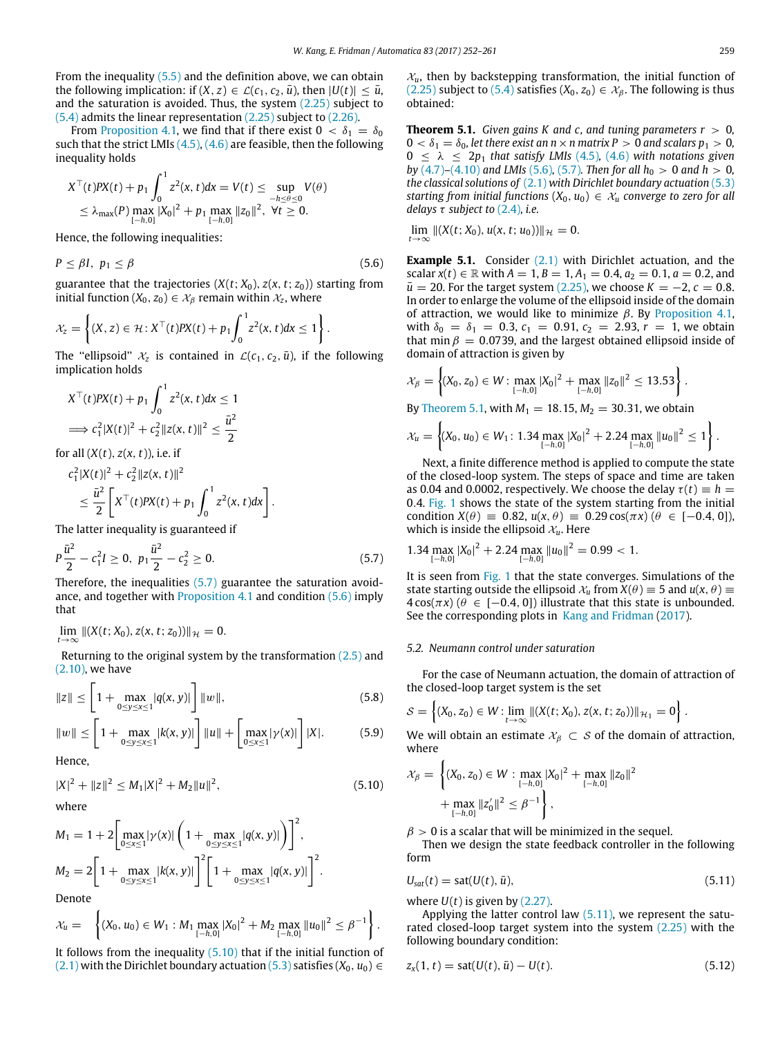From the inequality (5.5) and the definition above, we can obtain the following implication: if $(X, z) \in \mathcal{L}(c_1, c_2, \bar{u})$, then $|U(t)| \le \bar{u}$, and the saturation is avoided. Thus, the system (2.25) subject to (5.4) admits the linear representation (2.25) subject to (2.26).

From Proposition 4.1, we find that if there exist $0 < \delta_1 = \delta_0$ such that the strict LMIs (4.5), (4.6) are feasible, then the following inequality holds

$$
\begin{aligned}
&X^\top(t)PX(t) + p_1\int_0^1 z^2(x,t)dx = V(t) \le \sup_{-h\le\theta\le 0} V(\theta)\\
&\le \lambda_{\max}(P)\max_{[-h,0]}|X_0|^2 + p_1\max_{[-h,0]}\|z_0\|^2,\ \forall t\ge 0.
\end{aligned}
$$

Hence, the following inequalities:

$$
P \le \beta I,\ \ p_1 \le \beta \tag{5.6}
$$

guarantee that the trajectories $(X(t;X_0), z(x,t;z_0))$ starting from initial function $(X_0, z_0)\in\mathcal{X}_\beta$ remain within $\mathcal{X}_z$, where

$$
\mathcal{X}_z = \left\{(X,z)\in\mathcal{H}: X^\top(t)PX(t) + p_1\int_0^1 z^2(x,t)dx \le 1\right\}.
$$

The "ellipsoid" $\mathcal{X}_z$ is contained in $\mathcal{L}(c_1, c_2, \bar{u})$, if the following implication holds

$$
\begin{aligned}
&X^\top(t)PX(t) + p_1\int_0^1 z^2(x,t)dx \le 1\\
&\Longrightarrow c_1^2|X(t)|^2 + c_2^2\|z(x,t)\|^2 \le \frac{\bar{u}^2}{2}
\end{aligned}
$$

for all $(X(t), z(x,t))$, i.e. if

$$
\begin{aligned}
&c_1^2|X(t)|^2 + c_2^2\|z(x,t)\|^2\\
&\le \frac{\bar{u}^2}{2}\left[X^\top(t)PX(t) + p_1\int_0^1 z^2(x,t)dx\right].
\end{aligned}
$$

The latter inequality is guaranteed if

$$
P\frac{\bar{u}^2}{2} - c_1^2 I \ge 0,\ \ p_1\frac{\bar{u}^2}{2} - c_2^2 \ge 0. \tag{5.7}
$$

Therefore, the inequalities (5.7) guarantee the saturation avoidance, and together with Proposition 4.1 and condition (5.6) imply that

$$
\lim_{t\to\infty}\|(X(t;X_0), z(x,t;z_0))\|_{\mathcal{H}} = 0.
$$

Returning to the original system by the transformation (2.5) and (2.10), we have

$$
\|z\| \le \left[1 + \max_{0\le y\le x\le 1}|q(x,y)|\right]\|w\|, \tag{5.8}
$$

$$
\|w\| \le \left[1 + \max_{0\le y\le x\le 1}|k(x,y)|\right]\|u\| + \left[\max_{0\le x\le 1}|\gamma(x)|\right]|X|. \tag{5.9}
$$

Hence,

$$
|X|^2 + \|z\|^2 \le M_1|X|^2 + M_2\|u\|^2, \tag{5.10}
$$

where

$$
\begin{aligned}
M_1 &= 1 + 2\left[\max_{0\le x\le 1}|\gamma(x)|\left(1 + \max_{0\le y\le x\le 1}|q(x,y)|\right)\right]^2,\\
M_2 &= 2\left[1 + \max_{0\le y\le x\le 1}|k(x,y)|\right]^2\left[1 + \max_{0\le y\le x\le 1}|q(x,y)|\right]^2.
\end{aligned}
$$

Denote

$$
\mathcal{X}_u = \left\{(X_0, u_0)\in W_1: M_1\max_{[-h,0]}|X_0|^2 + M_2\max_{[-h,0]}\|u_0\|^2 \le \beta^{-1}\right\}.
$$

It follows from the inequality (5.10) that if the initial function of (2.1) with the Dirichlet boundary actuation (5.3) satisfies $(X_0, u_0)\in\mathcal{X}_u$, then by backstepping transformation, the initial function of (2.25) subject to (5.4) satisfies $(X_0, z_0)\in\mathcal{X}_\beta$. The following is thus obtained:

**Theorem 5.1.** *Given gains $K$ and $c$, and tuning parameters $r > 0$, $0 < \delta_1 = \delta_0$, let there exist an $n\times n$ matrix $P > 0$ and scalars $p_1 > 0$, $0 \le \lambda \le 2p_1$ that satisfy LMIs (4.5), (4.6) with notations given by (4.7)–(4.10) and LMIs (5.6), (5.7). Then for all $h_0 > 0$ and $h > 0$, the classical solutions of (2.1) with Dirichlet boundary actuation (5.3) starting from initial functions $(X_0, u_0)\in\mathcal{X}_u$ converge to zero for all delays $\tau$ subject to (2.4), i.e.*

$$
\lim_{t\to\infty}\|(X(t;X_0), u(x,t;u_0))\|_{\mathcal{H}} = 0.
$$

**Example 5.1.** Consider (2.1) with Dirichlet actuation, and the scalar $x(t)\in\mathbb{R}$ with $A = 1, B = 1, A_1 = 0.4, a_2 = 0.1, a = 0.2$, and $\bar{u} = 20$. For the target system (2.25), we choose $K = -2$, $c = 0.8$. In order to enlarge the volume of the ellipsoid inside of the domain of attraction, we would like to minimize $\beta$. By Proposition 4.1, with $\delta_0 = \delta_1 = 0.3$, $c_1 = 0.91$, $c_2 = 2.93$, $r = 1$, we obtain that $\min\beta = 0.0739$, and the largest obtained ellipsoid inside of domain of attraction is given by

$$
\mathcal{X}_\beta = \left\{(X_0, z_0)\in W: \max_{[-h,0]}|X_0|^2 + \max_{[-h,0]}\|z_0\|^2 \le 13.53\right\}.
$$

By Theorem 5.1, with $M_1 = 18.15$, $M_2 = 30.31$, we obtain

$$
\mathcal{X}_u = \left\{(X_0, u_0)\in W_1: 1.34\max_{[-h,0]}|X_0|^2 + 2.24\max_{[-h,0]}\|u_0\|^2 \le 1\right\}.
$$

Next, a finite difference method is applied to compute the state of the closed-loop system. The steps of space and time are taken as 0.04 and 0.0002, respectively. We choose the delay $\tau(t)\equiv h = 0.4$. Fig. 1 shows the state of the system starting from the initial condition $X(\theta)\equiv 0.82$, $u(x,\theta)\equiv 0.29\cos(\pi x)$ $(\theta\in[-0.4, 0])$, which is inside the ellipsoid $\mathcal{X}_u$. Here

$$
1.34\max_{[-h,0]}|X_0|^2 + 2.24\max_{[-h,0]}\|u_0\|^2 = 0.99 < 1.
$$

It is seen from Fig. 1 that the state converges. Simulations of the state starting outside the ellipsoid $\mathcal{X}_u$ from $X(\theta)\equiv 5$ and $u(x,\theta)\equiv 4\cos(\pi x)$ $(\theta\in[-0.4, 0])$ illustrate that this state is unbounded. See the corresponding plots in Kang and Fridman (2017).

### 5.2. Neumann control under saturation

For the case of Neumann actuation, the domain of attraction of the closed-loop target system is the set

$$
\mathcal{S} = \left\{(X_0, z_0)\in W: \lim_{t\to\infty}\|(X(t;X_0), z(x,t;z_0))\|_{\mathcal{H}_1} = 0\right\}.
$$

We will obtain an estimate $\mathcal{X}_\beta\subset\mathcal{S}$ of the domain of attraction, where

$$
\begin{aligned}
\mathcal{X}_\beta = \Bigg\{(X_0, z_0)\in W:\ &\max_{[-h,0]}|X_0|^2 + \max_{[-h,0]}\|z_0\|^2\\
&+ \max_{[-h,0]}\|z_0'\|^2 \le \beta^{-1}\Bigg\},
\end{aligned}
$$

$\beta > 0$ is a scalar that will be minimized in the sequel.

Then we design the state feedback controller in the following form

$$
U_{sat}(t) = \mathrm{sat}(U(t), \bar{u}), \tag{5.11}
$$

where $U(t)$ is given by (2.27).

Applying the latter control law (5.11), we represent the saturated closed-loop target system into the system (2.25) with the following boundary condition:

$$
z_x(1,t) = \mathrm{sat}(U(t), \bar{u}) - U(t). \tag{5.12}
$$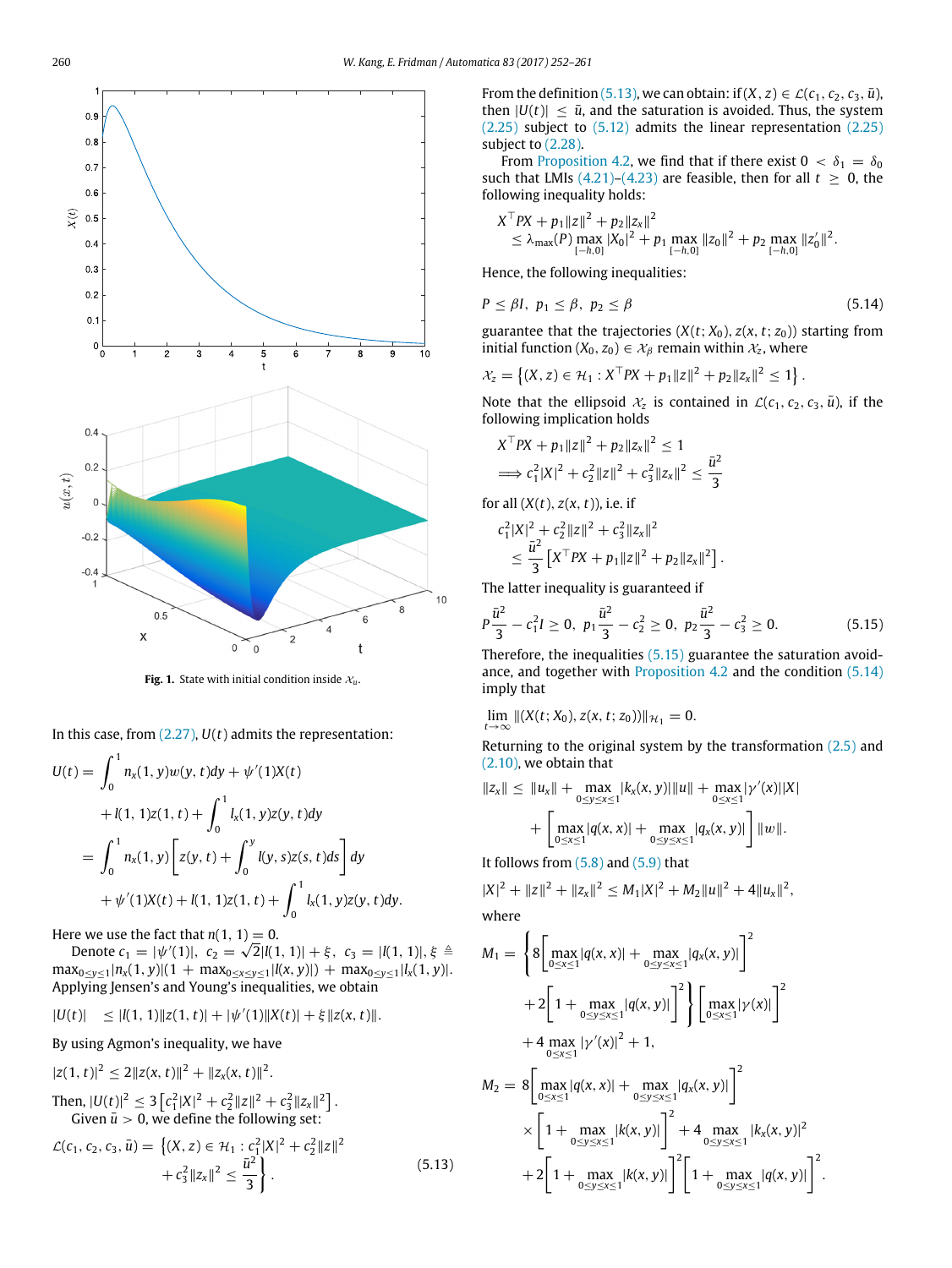Fig. 1. State with initial condition inside $\mathcal{X}_u$.

In this case, from (2.27), $U(t)$ admits the representation:

$$
\begin{aligned}
U(t) &= \int_0^1 n_x(1,y)w(y,t)dy + \psi'(1)X(t) \\
&\quad + l(1,1)z(1,t) + \int_0^1 l_x(1,y)z(y,t)dy \\
&= \int_0^1 n_x(1,y)\left[z(y,t) + \int_0^y l(y,s)z(s,t)ds\right]dy \\
&\quad + \psi'(1)X(t) + l(1,1)z(1,t) + \int_0^1 l_x(1,y)z(y,t)dy.
\end{aligned}
$$

Here we use the fact that $n(1,1) = 0$.

Denote $c_1 = |\psi'(1)|$, $c_2 = \sqrt{2}|l(1,1)| + \xi$, $c_3 = |l(1,1)|$, $\xi \triangleq \max_{0\le y\le 1}|n_x(1,y)|(1 + \max_{0\le x\le y\le 1}|l(x,y)|) + \max_{0\le y\le 1}|l_x(1,y)|$. Applying Jensen's and Young's inequalities, we obtain

$$
|U(t)| \le |l(1,1)||z(1,t)| + |\psi'(1)||X(t)| + \xi\|z(x,t)\|.
$$

By using Agmon's inequality, we have

$$
|z(1,t)|^2 \le 2\|z(x,t)\|^2 + \|z_x(x,t)\|^2.
$$

Then, $|U(t)|^2 \le 3\left[c_1^2|X|^2 + c_2^2\|z\|^2 + c_3^2\|z_x\|^2\right]$.

Given $\bar{u} > 0$, we define the following set:

$$
\mathcal{L}(c_1,c_2,c_3,\bar{u}) = \left\{(X,z) \in \mathcal{H}_1 : c_1^2|X|^2 + c_2^2\|z\|^2 + c_3^2\|z_x\|^2 \le \frac{\bar{u}^2}{3}\right\}. \tag{5.13}
$$

From the definition (5.13), we can obtain: if $(X,z) \in \mathcal{L}(c_1,c_2,c_3,\bar{u})$, then $|U(t)| \le \bar{u}$, and the saturation is avoided. Thus, the system (2.25) subject to (5.12) admits the linear representation (2.25) subject to (2.28).

From Proposition 4.2, we find that if there exist $0 < \delta_1 = \delta_0$ such that LMIs (4.21)–(4.23) are feasible, then for all $t \ge 0$, the following inequality holds:

$$
\begin{aligned}
&X^\top PX + p_1\|z\|^2 + p_2\|z_x\|^2 \\
&\le \lambda_{\max}(P)\max_{[-h,0]}|X_0|^2 + p_1\max_{[-h,0]}\|z_0\|^2 + p_2\max_{[-h,0]}\|z_0'\|^2.
\end{aligned}
$$

Hence, the following inequalities:

$$
P \le \beta I,\ p_1 \le \beta,\ p_2 \le \beta \tag{5.14}
$$

guarantee that the trajectories $(X(t;X_0), z(x,t;z_0))$ starting from initial function $(X_0,z_0) \in \mathcal{X}_\beta$ remain within $\mathcal{X}_z$, where

$$
\mathcal{X}_z = \left\{(X,z) \in \mathcal{H}_1 : X^\top PX + p_1\|z\|^2 + p_2\|z_x\|^2 \le 1\right\}.
$$

Note that the ellipsoid $\mathcal{X}_z$ is contained in $\mathcal{L}(c_1,c_2,c_3,\bar{u})$, if the following implication holds

$$
\begin{aligned}
&X^\top PX + p_1\|z\|^2 + p_2\|z_x\|^2 \le 1 \\
&\Longrightarrow c_1^2|X|^2 + c_2^2\|z\|^2 + c_3^2\|z_x\|^2 \le \frac{\bar{u}^2}{3}
\end{aligned}
$$

for all $(X(t), z(x,t))$, i.e. if

$$
\begin{aligned}
&c_1^2|X|^2 + c_2^2\|z\|^2 + c_3^2\|z_x\|^2 \\
&\le \frac{\bar{u}^2}{3}\left[X^\top PX + p_1\|z\|^2 + p_2\|z_x\|^2\right].
\end{aligned}
$$

The latter inequality is guaranteed if

$$
P\frac{\bar{u}^2}{3} - c_1^2 I \ge 0,\ p_1\frac{\bar{u}^2}{3} - c_2^2 \ge 0,\ p_2\frac{\bar{u}^2}{3} - c_3^2 \ge 0. \tag{5.15}
$$

Therefore, the inequalities (5.15) guarantee the saturation avoidance, and together with Proposition 4.2 and the condition (5.14) imply that

$$
\lim_{t\to\infty}\|(X(t;X_0), z(x,t;z_0))\|_{\mathcal{H}_1} = 0.
$$

Returning to the original system by the transformation (2.5) and (2.10), we obtain that

$$
\begin{aligned}
\|z_x\| &\le \|u_x\| + \max_{0\le y\le x\le 1}|k_x(x,y)|\|u\| + \max_{0\le x\le 1}|\gamma'(x)||X| \\
&\quad + \left[\max_{0\le x\le 1}|q(x,x)| + \max_{0\le y\le x\le 1}|q_x(x,y)|\right]\|w\|.
\end{aligned}
$$

It follows from (5.8) and (5.9) that

$$
|X|^2 + \|z\|^2 + \|z_x\|^2 \le M_1|X|^2 + M_2\|u\|^2 + 4\|u_x\|^2,
$$

where

$$
\begin{aligned}
M_1 &= \left\{8\left[\max_{0\le x\le 1}|q(x,x)| + \max_{0\le y\le x\le 1}|q_x(x,y)|\right]^2\right. \\
&\quad \left.+ 2\left[1 + \max_{0\le y\le x\le 1}|q(x,y)|\right]^2\right\}\left[\max_{0\le x\le 1}|\gamma(x)|\right]^2 \\
&\quad + 4\max_{0\le x\le 1}|\gamma'(x)|^2 + 1,
\end{aligned}
$$

$$
\begin{aligned}
M_2 &= 8\left[\max_{0\le x\le 1}|q(x,x)| + \max_{0\le y\le x\le 1}|q_x(x,y)|\right]^2 \\
&\quad \times\left[1 + \max_{0\le y\le x\le 1}|k(x,y)|\right]^2 + 4\max_{0\le y\le x\le 1}|k_x(x,y)|^2 \\
&\quad + 2\left[1 + \max_{0\le y\le x\le 1}|k(x,y)|\right]^2\left[1 + \max_{0\le y\le x\le 1}|q(x,y)|\right]^2.
\end{aligned}
$$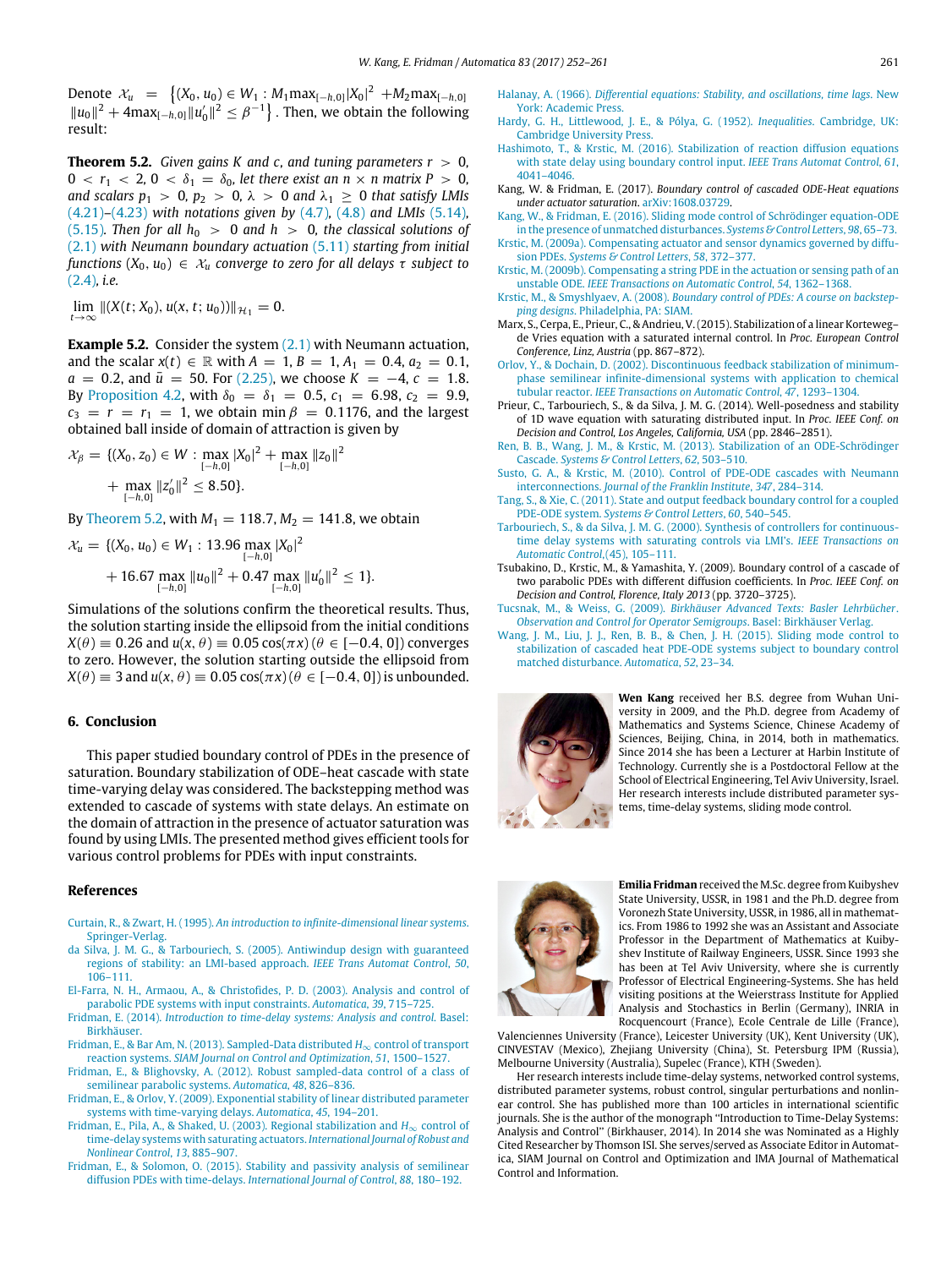Denote $\mathcal{X}_u = \left\{(X_0, u_0) \in W_1 : M_1 \max_{[-h,0]}|X_0|^2 + M_2 \max_{[-h,0]} \|u_0\|^2 + 4\max_{[-h,0]}\|u_0'\|^2 \leq \beta^{-1}\right\}$. Then, we obtain the following result:

**Theorem 5.2.** *Given gains $K$ and $c$, and tuning parameters $r > 0$, $0 < r_1 < 2$, $0 < \delta_1 = \delta_0$, let there exist an $n \times n$ matrix $P > 0$, and scalars $p_1 > 0$, $p_2 > 0$, $\lambda > 0$ and $\lambda_1 \geq 0$ that satisfy LMIs (4.21)–(4.23) with notations given by (4.7), (4.8) and LMIs (5.14), (5.15). Then for all $h_0 > 0$ and $h > 0$, the classical solutions of (2.1) with Neumann boundary actuation (5.11) starting from initial functions $(X_0, u_0) \in \mathcal{X}_u$ converge to zero for all delays $\tau$ subject to (2.4), i.e.*

$$\lim_{t\to\infty} \|(X(t; X_0), u(x, t; u_0))\|_{\mathcal{H}_1} = 0.$$

**Example 5.2.** Consider the system (2.1) with Neumann actuation, and the scalar $x(t) \in \mathbb{R}$ with $A = 1$, $B = 1$, $A_1 = 0.4$, $a_2 = 0.1$, $a = 0.2$, and $\bar{u} = 50$. For (2.25), we choose $K = -4$, $c = 1.8$. By Proposition 4.2, with $\delta_0 = \delta_1 = 0.5$, $c_1 = 6.98$, $c_2 = 9.9$, $c_3 = r = r_1 = 1$, we obtain $\min \beta = 0.1176$, and the largest obtained ball inside of domain of attraction is given by

$$\mathcal{X}_\beta = \{(X_0, z_0) \in W : \max_{[-h,0]} |X_0|^2 + \max_{[-h,0]} \|z_0\|^2 + \max_{[-h,0]} \|z_0'\|^2 \leq 8.50\}.$$

By Theorem 5.2, with $M_1 = 118.7$, $M_2 = 141.8$, we obtain

$$\mathcal{X}_u = \{(X_0, u_0) \in W_1 : 13.96 \max_{[-h,0]} |X_0|^2 + 16.67 \max_{[-h,0]} \|u_0\|^2 + 0.47 \max_{[-h,0]} \|u_0'\|^2 \leq 1\}.$$

Simulations of the solutions confirm the theoretical results. Thus, the solution starting inside the ellipsoid from the initial conditions $X(\theta) \equiv 0.26$ and $u(x, \theta) \equiv 0.05\cos(\pi x)$ ($\theta \in [-0.4, 0]$) converges to zero. However, the solution starting outside the ellipsoid from $X(\theta) \equiv 3$ and $u(x, \theta) \equiv 0.05\cos(\pi x)$ ($\theta \in [-0.4, 0]$) is unbounded.

## 6. Conclusion

This paper studied boundary control of PDEs in the presence of saturation. Boundary stabilization of ODE–heat cascade with state time-varying delay was considered. The backstepping method was extended to cascade of systems with state delays. An estimate on the domain of attraction in the presence of actuator saturation was found by using LMIs. The presented method gives efficient tools for various control problems for PDEs with input constraints.

## References

Curtain, R., & Zwart, H. (1995). *An introduction to infinite-dimensional linear systems*. Springer-Verlag.

da Silva, J. M. G., & Tarbouriech, S. (2005). Antiwindup design with guaranteed regions of stability: an LMI-based approach. *IEEE Trans Automat Control*, *50*, 106–111.

El-Farra, N. H., Armaou, A., & Christofides, P. D. (2003). Analysis and control of parabolic PDE systems with input constraints. *Automatica*, *39*, 715–725.

Fridman, E. (2014). *Introduction to time-delay systems: Analysis and control*. Basel: Birkhäuser.

Fridman, E., & Bar Am, N. (2013). Sampled-Data distributed $H_\infty$ control of transport reaction systems. *SIAM Journal on Control and Optimization*, *51*, 1500–1527.

Fridman, E., & Blighovsky, A. (2012). Robust sampled-data control of a class of semilinear parabolic systems. *Automatica*, *48*, 826–836.

Fridman, E., & Orlov, Y. (2009). Exponential stability of linear distributed parameter systems with time-varying delays. *Automatica*, *45*, 194–201.

Fridman, E., Pila, A., & Shaked, U. (2003). Regional stabilization and $H_\infty$ control of time-delay systems with saturating actuators. *International Journal of Robust and Nonlinear Control*, *13*, 885–907.

Fridman, E., & Solomon, O. (2015). Stability and passivity analysis of semilinear diffusion PDEs with time-delays. *International Journal of Control*, *88*, 180–192.

Halanay, A. (1966). *Differential equations: Stability, and oscillations, time lags*. New York: Academic Press.

Hardy, G. H., Littlewood, J. E., & Pólya, G. (1952). *Inequalities*. Cambridge, UK: Cambridge University Press.

Hashimoto, T., & Krstic, M. (2016). Stabilization of reaction diffusion equations with state delay using boundary control input. *IEEE Trans Automat Control*, *61*, 4041–4046.

Kang, W. & Fridman, E. (2017). *Boundary control of cascaded ODE-Heat equations under actuator saturation*. arXiv:1608.03729.

Kang, W., & Fridman, E. (2016). Sliding mode control of Schrödinger equation-ODE in the presence of unmatched disturbances. *Systems & Control Letters*, *98*, 65–73.

Krstic, M. (2009a). Compensating actuator and sensor dynamics governed by diffusion PDEs. *Systems & Control Letters*, *58*, 372–377.

Krstic, M. (2009b). Compensating a string PDE in the actuation or sensing path of an unstable ODE. *IEEE Transactions on Automatic Control*, *54*, 1362–1368.

Krstic, M., & Smyshlyaev, A. (2008). *Boundary control of PDEs: A course on backstepping designs*. Philadelphia, PA: SIAM.

Marx, S., Cerpa, E., Prieur, C., & Andrieu, V. (2015). Stabilization of a linear Korteweg–de Vries equation with a saturated internal control. In *Proc. European Control Conference, Linz, Austria* (pp. 867–872).

Orlov, Y., & Dochain, D. (2002). Discontinuous feedback stabilization of minimum-phase semilinear infinite-dimensional systems with application to chemical tubular reactor. *IEEE Transactions on Automatic Control*, *47*, 1293–1304.

Prieur, C., Tarbouriech, S., & da Silva, J. M. G. (2014). Well-posedness and stability of 1D wave equation with saturating distributed input. In *Proc. IEEE Conf. on Decision and Control, Los Angeles, California, USA* (pp. 2846–2851).

Ren, B. B., Wang, J. M., & Krstic, M. (2013). Stabilization of an ODE-Schrödinger Cascade. *Systems & Control Letters*, *62*, 503–510.

Susto, G. A., & Krstic, M. (2010). Control of PDE-ODE cascades with Neumann interconnections. *Journal of the Franklin Institute*, *347*, 284–314.

Tang, S., & Xie, C. (2011). State and output feedback boundary control for a coupled PDE-ODE system. *Systems & Control Letters*, *60*, 540–545.

Tarbouriech, S., & da Silva, J. M. G. (2000). Synthesis of controllers for continuous-time delay systems with saturating controls via LMI's. *IEEE Transactions on Automatic Control*,(45), 105–111.

Tsubakino, D., Krstic, M., & Yamashita, Y. (2009). Boundary control of a cascade of two parabolic PDEs with different diffusion coefficients. In *Proc. IEEE Conf. on Decision and Control, Florence, Italy 2013* (pp. 3720–3725).

Tucsnak, M., & Weiss, G. (2009). *Birkhäuser Advanced Texts: Basler Lehrbücher. Observation and Control for Operator Semigroups*. Basel: Birkhäuser Verlag.

Wang, J. M., Liu, J. J., Ren, B. B., & Chen, J. H. (2015). Sliding mode control to stabilization of cascaded heat PDE-ODE systems subject to boundary control matched disturbance. *Automatica*, *52*, 23–34.

**Wen Kang** received her B.S. degree from Wuhan University in 2009, and the Ph.D. degree from Academy of Mathematics and Systems Science, Chinese Academy of Sciences, Beijing, China, in 2014, both in mathematics. Since 2014 she has been a Lecturer at Harbin Institute of Technology. Currently she is a Postdoctoral Fellow at the School of Electrical Engineering, Tel Aviv University, Israel. Her research interests include distributed parameter systems, time-delay systems, sliding mode control.

**Emilia Fridman** received the M.Sc. degree from Kuibyshev State University, USSR, in 1981 and the Ph.D. degree from Voronezh State University, USSR, in 1986, all in mathematics. From 1986 to 1992 she was an Assistant and Associate Professor in the Department of Mathematics at Kuibyshev Institute of Railway Engineers, USSR. Since 1993 she has been at Tel Aviv University, where she is currently Professor of Electrical Engineering-Systems. She has held visiting positions at the Weierstrass Institute for Applied Analysis and Stochastics in Berlin (Germany), INRIA in Rocquencourt (France), Ecole Centrale de Lille (France), Valenciennes University (France), Leicester University (UK), Kent University (UK), CINVESTAV (Mexico), Zhejiang University (China), St. Petersburg IPM (Russia), Melbourne University (Australia), Supelec (France), KTH (Sweden).

Her research interests include time-delay systems, networked control systems, distributed parameter systems, robust control, singular perturbations and nonlinear control. She has published more than 100 articles in international scientific journals. She is the author of the monograph "Introduction to Time-Delay Systems: Analysis and Control" (Birkhauser, 2014). In 2014 she was Nominated as a Highly Cited Researcher by Thomson ISI. She serves/served as Associate Editor in Automatica, SIAM Journal on Control and Optimization and IMA Journal of Mathematical Control and Information.